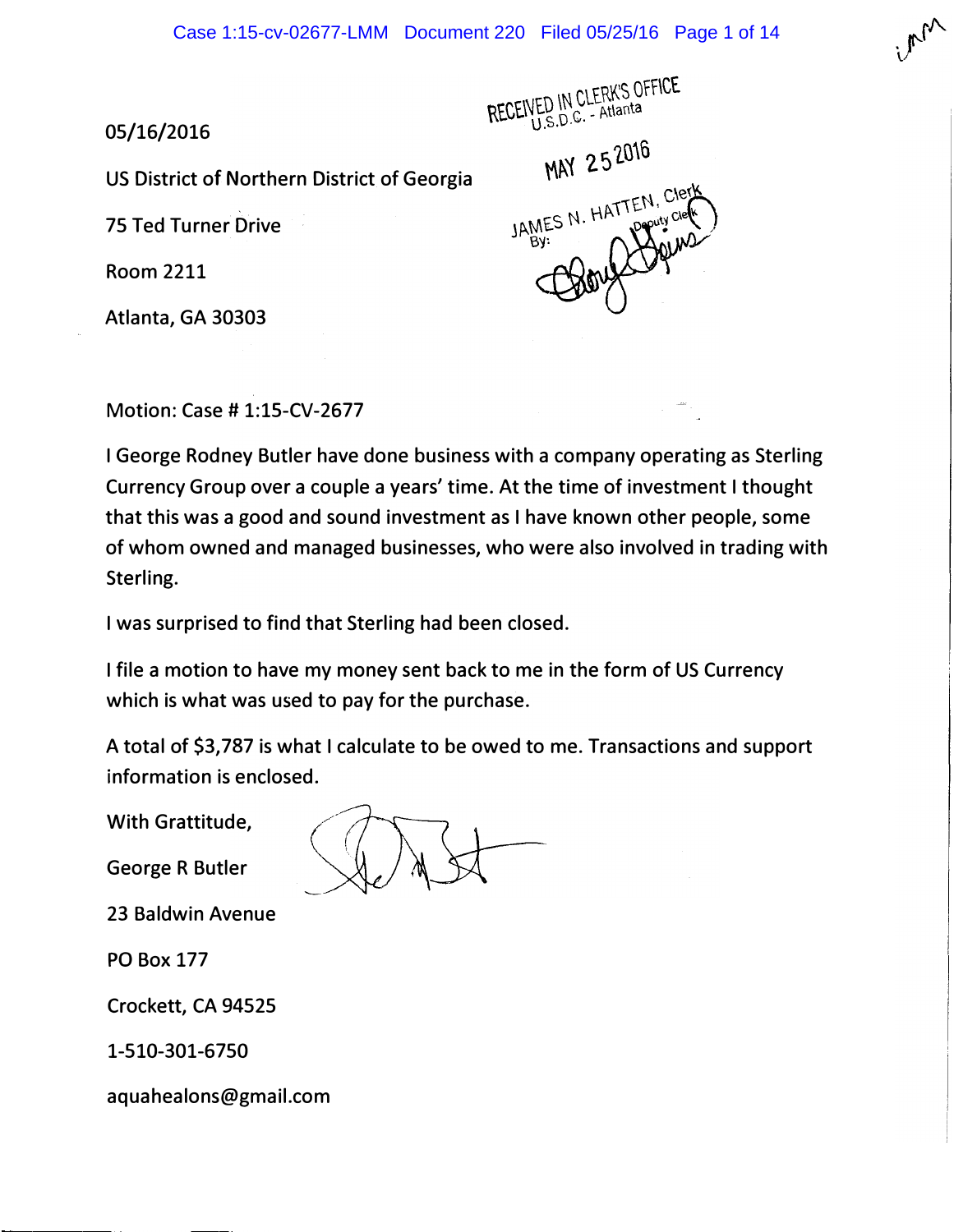05/16/2016

US District of Northern District of Georgia

75 Ted Turner Drive

Room 2211

Atlanta, GA 30303

RECEIVED IN CLERK'S OFFICE
U.S.D.C. - Atlanta

MAY 25 2016

JAMES N. HATTEN, Clerk
By: Deputy Clerk

Motion: Case # 1:15-CV-2677

I George Rodney Butler have done business with a company operating as Sterling Currency Group over a couple a years' time. At the time of investment I thought that this was a good and sound investment as I have known other people, some of whom owned and managed businesses, who were also involved in trading with Sterling.

I was surprised to find that Sterling had been closed.

I file a motion to have my money sent back to me in the form of US Currency which is what was used to pay for the purchase.

A total of $3,787 is what I calculate to be owed to me. Transactions and support information is enclosed.

With Grattitude,

George R Butler

23 Baldwin Avenue

PO Box 177

Crockett, CA 94525

1-510-301-6750

aquahealons@gmail.com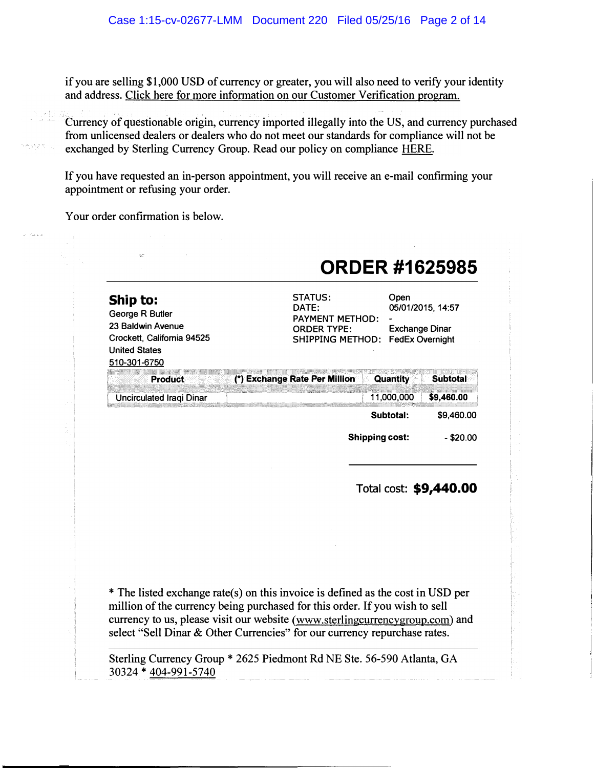if you are selling $1,000 USD of currency or greater, you will also need to verify your identity and address. Click here for more information on our Customer Verification program.

Currency of questionable origin, currency imported illegally into the US, and currency purchased from unlicensed dealers or dealers who do not meet our standards for compliance will not be exchanged by Sterling Currency Group. Read our policy on compliance HERE.

If you have requested an in-person appointment, you will receive an e-mail confirming your appointment or refusing your order.

Your order confirmation is below.

# ORDER #1625985

**Ship to:**
George R Butler
23 Baldwin Avenue
Crockett, California 94525
United States
510-301-6750

STATUS: Open
DATE: 05/01/2015, 14:57
PAYMENT METHOD: -
ORDER TYPE: Exchange Dinar
SHIPPING METHOD: FedEx Overnight

| Product | (*) Exchange Rate Per Million | Quantity | Subtotal |
|---|---|---|---|
| Uncirculated Iraqi Dinar | | 11,000,000 | **$9,460.00** |
| | | **Subtotal:** | $9,460.00 |
| | | **Shipping cost:** | - $20.00 |

Total cost: **$9,440.00**

* The listed exchange rate(s) on this invoice is defined as the cost in USD per million of the currency being purchased for this order. If you wish to sell currency to us, please visit our website (www.sterlingcurrencygroup.com) and select "Sell Dinar & Other Currencies" for our currency repurchase rates.

Sterling Currency Group * 2625 Piedmont Rd NE Ste. 56-590 Atlanta, GA 30324 * 404-991-5740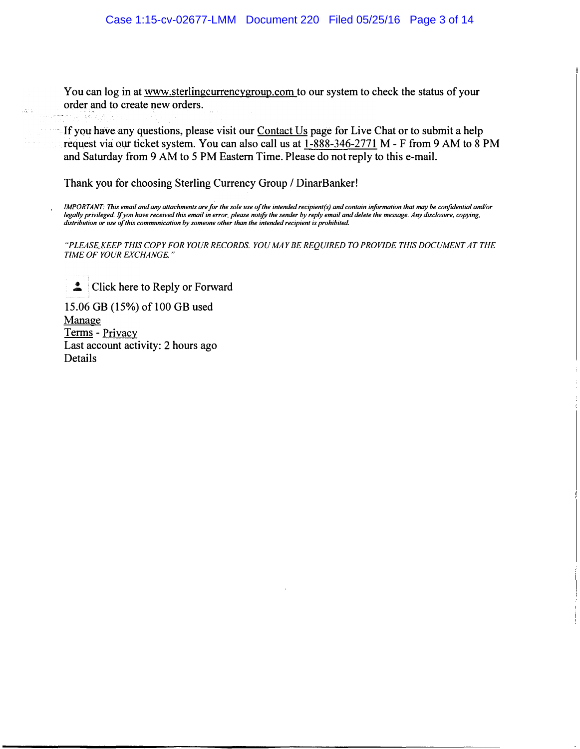You can log in at www.sterlingcurrencygroup.com to our system to check the status of your order and to create new orders.

If you have any questions, please visit our Contact Us page for Live Chat or to submit a help request via our ticket system. You can also call us at 1-888-346-2771 M - F from 9 AM to 8 PM and Saturday from 9 AM to 5 PM Eastern Time. Please do not reply to this e-mail.

Thank you for choosing Sterling Currency Group / DinarBanker!

*IMPORTANT: This email and any attachments are for the sole use of the intended recipient(s) and contain information that may be confidential and/or legally privileged. If you have received this email in error, please notify the sender by reply email and delete the message. Any disclosure, copying, distribution or use of this communication by someone other than the intended recipient is prohibited.*

*"PLEASE KEEP THIS COPY FOR YOUR RECORDS. YOU MAY BE REQUIRED TO PROVIDE THIS DOCUMENT AT THE TIME OF YOUR EXCHANGE."*

Click here to Reply or Forward

15.06 GB (15%) of 100 GB used
Manage
Terms - Privacy
Last account activity: 2 hours ago
Details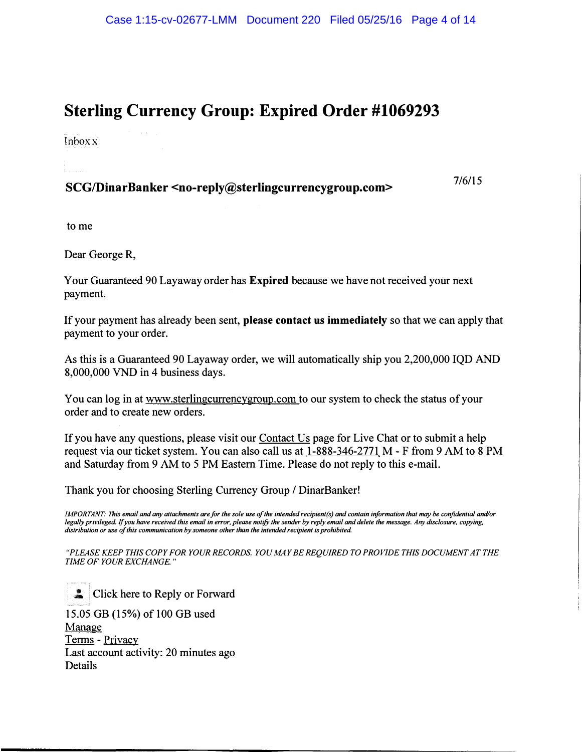# Sterling Currency Group: Expired Order #1069293

Inbox x

**SCG/DinarBanker <no-reply@sterlingcurrencygroup.com>** 7/6/15

to me

Dear George R,

Your Guaranteed 90 Layaway order has **Expired** because we have not received your next payment.

If your payment has already been sent, **please contact us immediately** so that we can apply that payment to your order.

As this is a Guaranteed 90 Layaway order, we will automatically ship you 2,200,000 IQD AND 8,000,000 VND in 4 business days.

You can log in at www.sterlingcurrencygroup.com to our system to check the status of your order and to create new orders.

If you have any questions, please visit our Contact Us page for Live Chat or to submit a help request via our ticket system. You can also call us at 1-888-346-2771 M - F from 9 AM to 8 PM and Saturday from 9 AM to 5 PM Eastern Time. Please do not reply to this e-mail.

Thank you for choosing Sterling Currency Group / DinarBanker!

*IMPORTANT: This email and any attachments are for the sole use of the intended recipient(s) and contain information that may be confidential and/or legally privileged. If you have received this email in error, please notify the sender by reply email and delete the message. Any disclosure, copying, distribution or use of this communication by someone other than the intended recipient is prohibited.*

*"PLEASE KEEP THIS COPY FOR YOUR RECORDS. YOU MAY BE REQUIRED TO PROVIDE THIS DOCUMENT AT THE TIME OF YOUR EXCHANGE."*

Click here to Reply or Forward

15.05 GB (15%) of 100 GB used
Manage
Terms - Privacy
Last account activity: 20 minutes ago
Details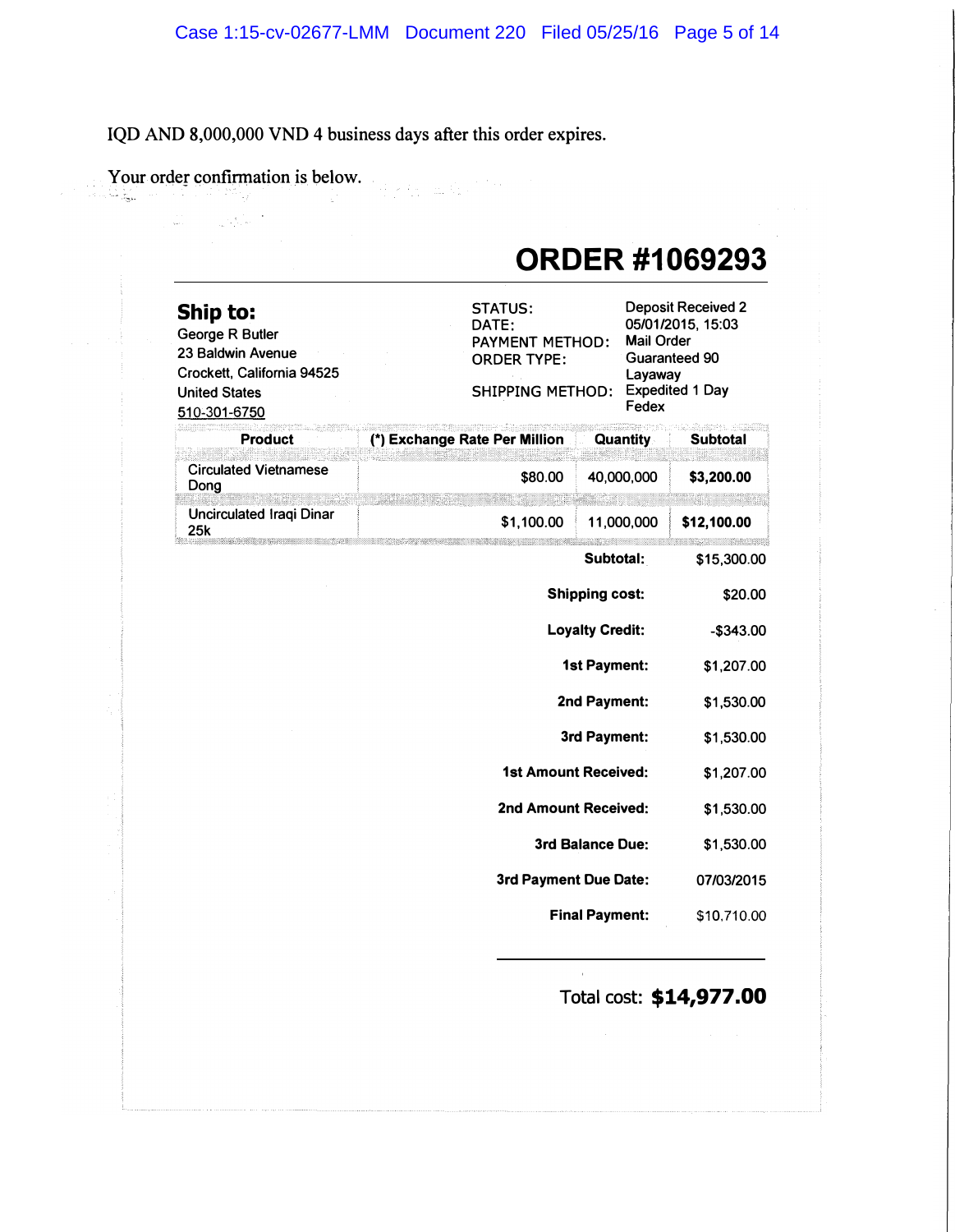IQD AND 8,000,000 VND 4 business days after this order expires.

Your order confirmation is below.

# ORDER #1069293

**Ship to:**
George R Butler
23 Baldwin Avenue
Crockett, California 94525
United States
510-301-6750

STATUS: Deposit Received 2
DATE: 05/01/2015, 15:03
PAYMENT METHOD: Mail Order
ORDER TYPE: Guaranteed 90 Layaway
SHIPPING METHOD: Expedited 1 Day Fedex

| Product | (*) Exchange Rate Per Million | Quantity | Subtotal |
|---|---|---|---|
| Circulated Vietnamese Dong | $80.00 | 40,000,000 | **$3,200.00** |
| Uncirculated Iraqi Dinar 25k | $1,100.00 | 11,000,000 | **$12,100.00** |

| | |
|---|---|
| **Subtotal:** | $15,300.00 |
| **Shipping cost:** | $20.00 |
| **Loyalty Credit:** | -$343.00 |
| **1st Payment:** | $1,207.00 |
| **2nd Payment:** | $1,530.00 |
| **3rd Payment:** | $1,530.00 |
| **1st Amount Received:** | $1,207.00 |
| **2nd Amount Received:** | $1,530.00 |
| **3rd Balance Due:** | $1,530.00 |
| **3rd Payment Due Date:** | 07/03/2015 |
| **Final Payment:** | $10,710.00 |

Total cost: **$14,977.00**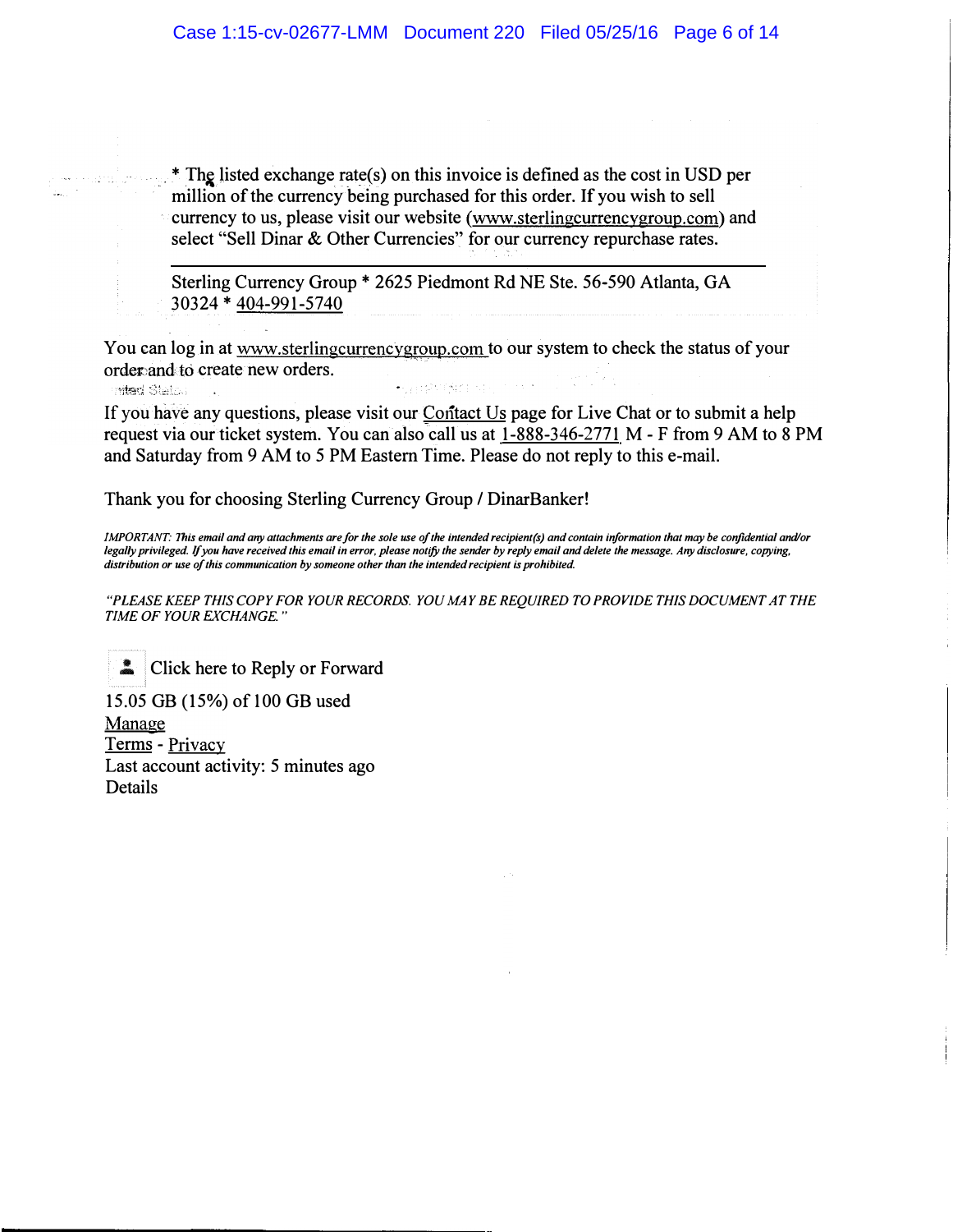* The listed exchange rate(s) on this invoice is defined as the cost in USD per million of the currency being purchased for this order. If you wish to sell currency to us, please visit our website (www.sterlingcurrencygroup.com) and select "Sell Dinar & Other Currencies" for our currency repurchase rates.

---

Sterling Currency Group * 2625 Piedmont Rd NE Ste. 56-590 Atlanta, GA 30324 * 404-991-5740

You can log in at www.sterlingcurrencygroup.com to our system to check the status of your order and to create new orders.

If you have any questions, please visit our Contact Us page for Live Chat or to submit a help request via our ticket system. You can also call us at 1-888-346-2771 M - F from 9 AM to 8 PM and Saturday from 9 AM to 5 PM Eastern Time. Please do not reply to this e-mail.

Thank you for choosing Sterling Currency Group / DinarBanker!

*IMPORTANT: This email and any attachments are for the sole use of the intended recipient(s) and contain information that may be confidential and/or legally privileged. If you have received this email in error, please notify the sender by reply email and delete the message. Any disclosure, copying, distribution or use of this communication by someone other than the intended recipient is prohibited.*

*"PLEASE KEEP THIS COPY FOR YOUR RECORDS. YOU MAY BE REQUIRED TO PROVIDE THIS DOCUMENT AT THE TIME OF YOUR EXCHANGE."*

Click here to Reply or Forward

15.05 GB (15%) of 100 GB used
Manage
Terms - Privacy
Last account activity: 5 minutes ago
Details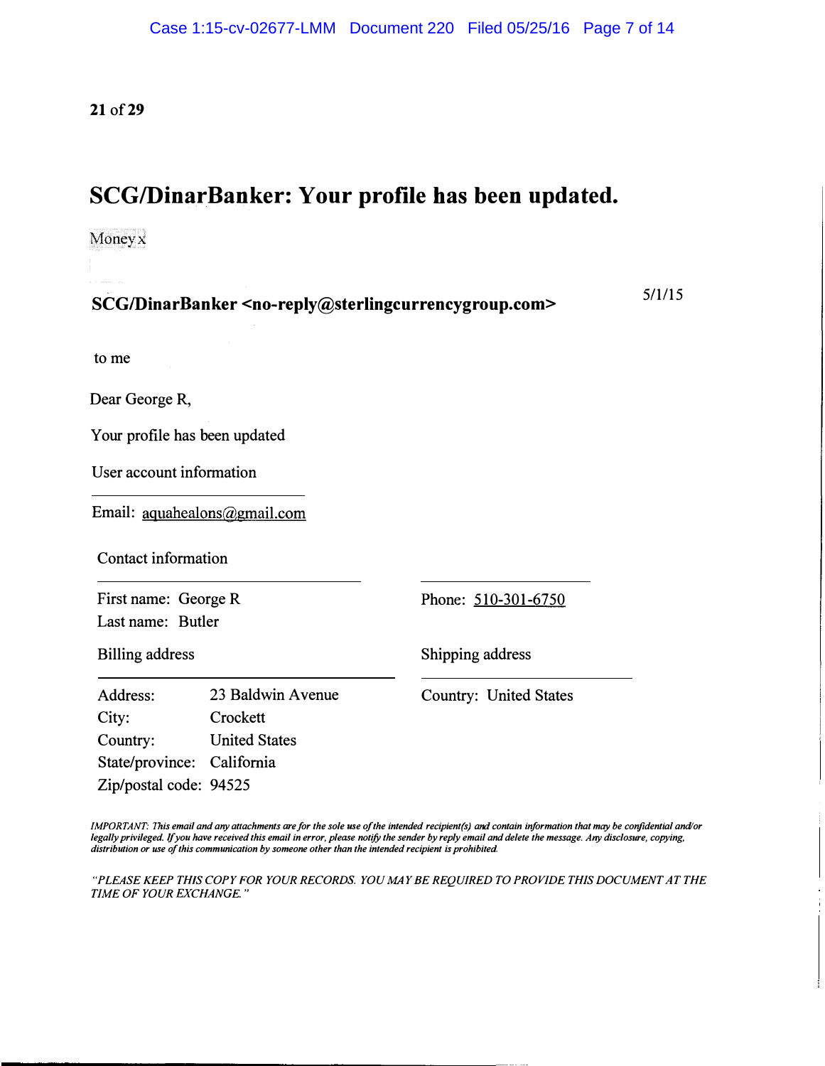21 of 29

# SCG/DinarBanker: Your profile has been updated.

Money x

**SCG/DinarBanker <no-reply@sterlingcurrencygroup.com>** 5/1/15

to me

Dear George R,

Your profile has been updated

User account information

Email: aquahealons@gmail.com

Contact information

First name: George R
Last name: Butler

Phone: 510-301-6750

Billing address

| | |
|---|---|
| Address: | 23 Baldwin Avenue |
| City: | Crockett |
| Country: | United States |
| State/province: | California |
| Zip/postal code: | 94525 |

Shipping address

Country: United States

*IMPORTANT: This email and any attachments are for the sole use of the intended recipient(s) and contain information that may be confidential and/or legally privileged. If you have received this email in error, please notify the sender by reply email and delete the message. Any disclosure, copying, distribution or use of this communication by someone other than the intended recipient is prohibited.*

*"PLEASE KEEP THIS COPY FOR YOUR RECORDS. YOU MAY BE REQUIRED TO PROVIDE THIS DOCUMENT AT THE TIME OF YOUR EXCHANGE."*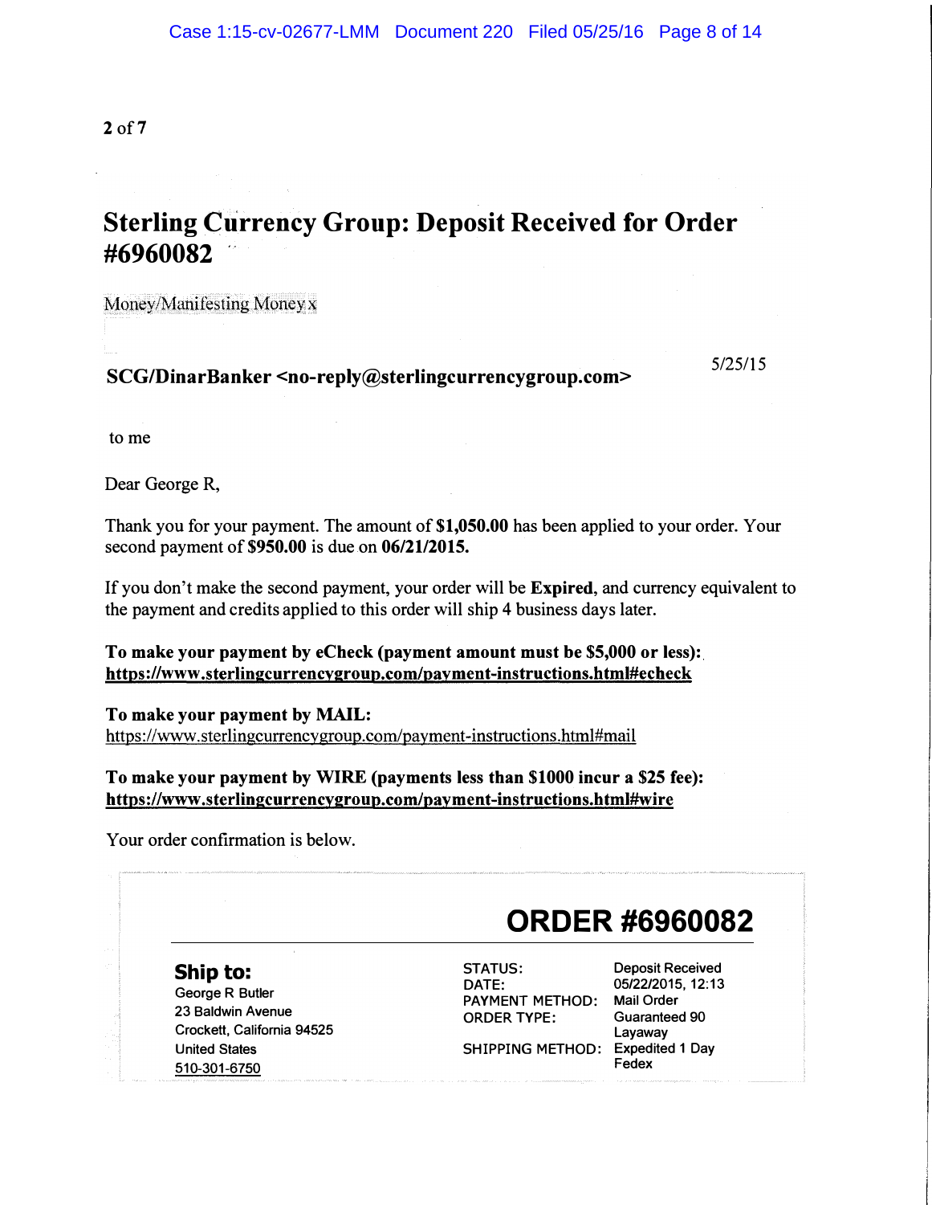2 of 7

# Sterling Currency Group: Deposit Received for Order #6960082

Money/Manifesting Money x

**SCG/DinarBanker <no-reply@sterlingcurrencygroup.com>** 5/25/15

to me

Dear George R,

Thank you for your payment. The amount of **$1,050.00** has been applied to your order. Your second payment of **$950.00** is due on **06/21/2015.**

If you don't make the second payment, your order will be **Expired**, and currency equivalent to the payment and credits applied to this order will ship 4 business days later.

**To make your payment by eCheck (payment amount must be $5,000 or less):**
**https://www.sterlingcurrencygroup.com/payment-instructions.html#echeck**

**To make your payment by MAIL:**
https://www.sterlingcurrencygroup.com/payment-instructions.html#mail

**To make your payment by WIRE (payments less than $1000 incur a $25 fee):**
**https://www.sterlingcurrencygroup.com/payment-instructions.html#wire**

Your order confirmation is below.

## ORDER #6960082

**Ship to:**
George R Butler
23 Baldwin Avenue
Crockett, California 94525
United States
510-301-6750

| | |
|---|---|
| STATUS: | Deposit Received |
| DATE: | 05/22/2015, 12:13 |
| PAYMENT METHOD: | Mail Order |
| ORDER TYPE: | Guaranteed 90 Layaway |
| SHIPPING METHOD: | Expedited 1 Day Fedex |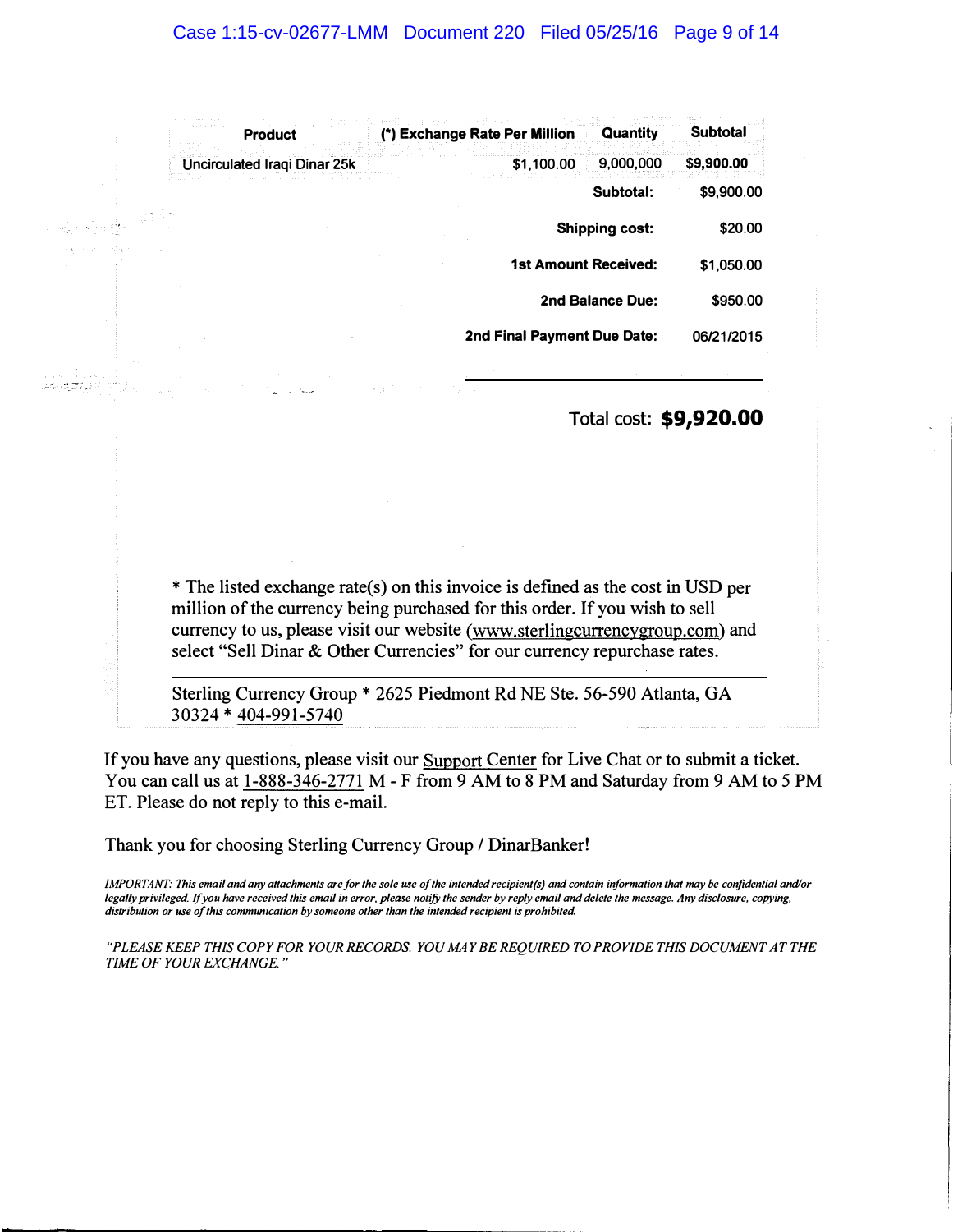| Product | (*) Exchange Rate Per Million | Quantity | Subtotal |
|---|---|---|---|
| Uncirculated Iraqi Dinar 25k | $1,100.00 | 9,000,000 | **$9,900.00** |
| | | **Subtotal:** | $9,900.00 |
| | | **Shipping cost:** | $20.00 |
| | | **1st Amount Received:** | $1,050.00 |
| | | **2nd Balance Due:** | $950.00 |
| | | **2nd Final Payment Due Date:** | 06/21/2015 |

Total cost: **$9,920.00**

* The listed exchange rate(s) on this invoice is defined as the cost in USD per million of the currency being purchased for this order. If you wish to sell currency to us, please visit our website (www.sterlingcurrencygroup.com) and select "Sell Dinar & Other Currencies" for our currency repurchase rates.

Sterling Currency Group * 2625 Piedmont Rd NE Ste. 56-590 Atlanta, GA 30324 * 404-991-5740

If you have any questions, please visit our Support Center for Live Chat or to submit a ticket. You can call us at 1-888-346-2771 M - F from 9 AM to 8 PM and Saturday from 9 AM to 5 PM ET. Please do not reply to this e-mail.

Thank you for choosing Sterling Currency Group / DinarBanker!

*IMPORTANT: This email and any attachments are for the sole use of the intended recipient(s) and contain information that may be confidential and/or legally privileged. If you have received this email in error, please notify the sender by reply email and delete the message. Any disclosure, copying, distribution or use of this communication by someone other than the intended recipient is prohibited.*

*"PLEASE KEEP THIS COPY FOR YOUR RECORDS. YOU MAY BE REQUIRED TO PROVIDE THIS DOCUMENT AT THE TIME OF YOUR EXCHANGE."*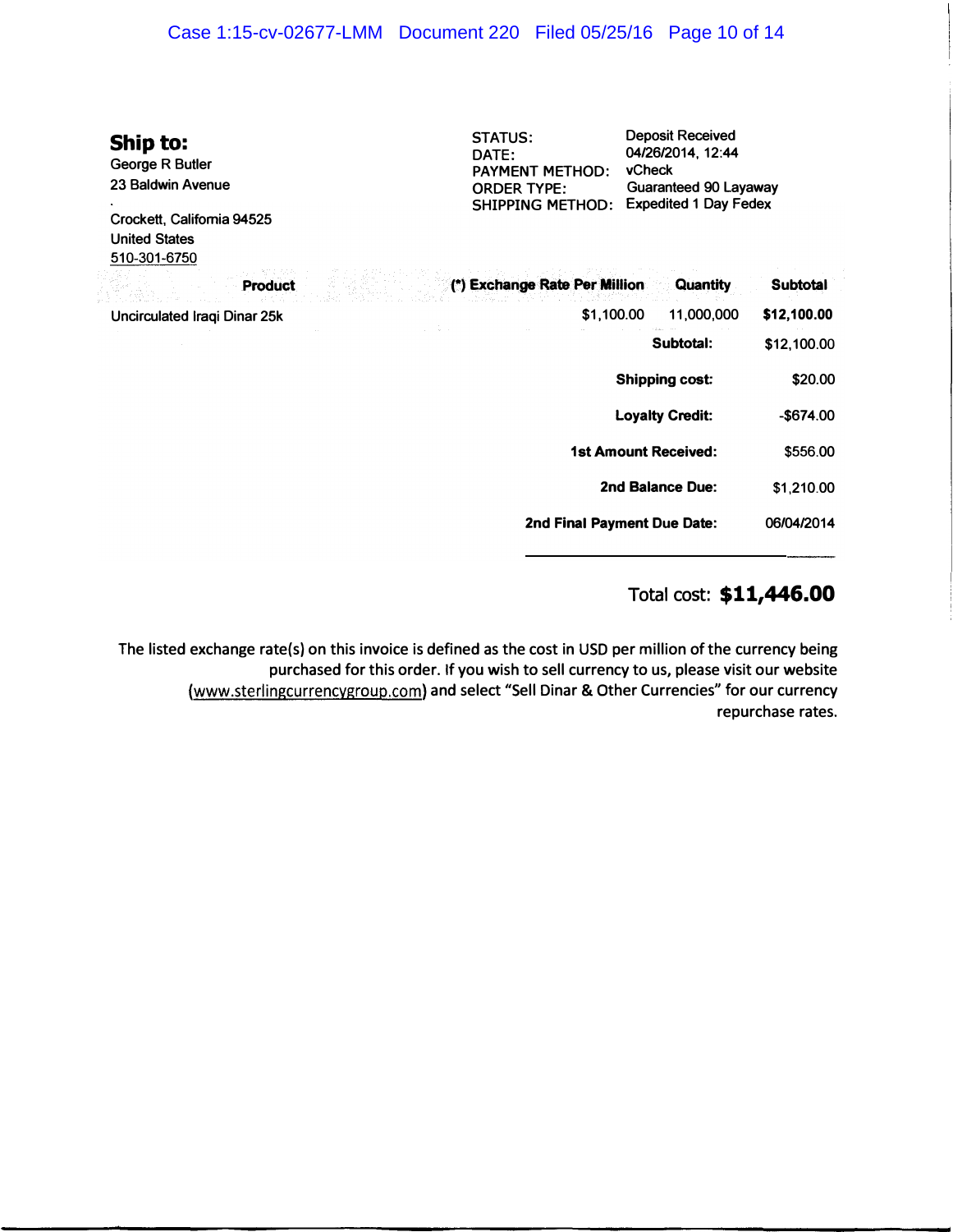## Ship to:

George R Butler
23 Baldwin Avenue
.
Crockett, California 94525
United States
510-301-6750

STATUS: Deposit Received
DATE: 04/26/2014, 12:44
PAYMENT METHOD: vCheck
ORDER TYPE: Guaranteed 90 Layaway
SHIPPING METHOD: Expedited 1 Day Fedex

| Product | (*) Exchange Rate Per Million | Quantity | Subtotal |
|---|---|---|---|
| Uncirculated Iraqi Dinar 25k | $1,100.00 | 11,000,000 | **$12,100.00** |

| | |
|---|---|
| **Subtotal:** | $12,100.00 |
| **Shipping cost:** | $20.00 |
| **Loyalty Credit:** | -$674.00 |
| **1st Amount Received:** | $556.00 |
| **2nd Balance Due:** | $1,210.00 |
| **2nd Final Payment Due Date:** | 06/04/2014 |

Total cost: **$11,446.00**

The listed exchange rate(s) on this invoice is defined as the cost in USD per million of the currency being purchased for this order. If you wish to sell currency to us, please visit our website (www.sterlingcurrencygroup.com) and select "Sell Dinar & Other Currencies" for our currency repurchase rates.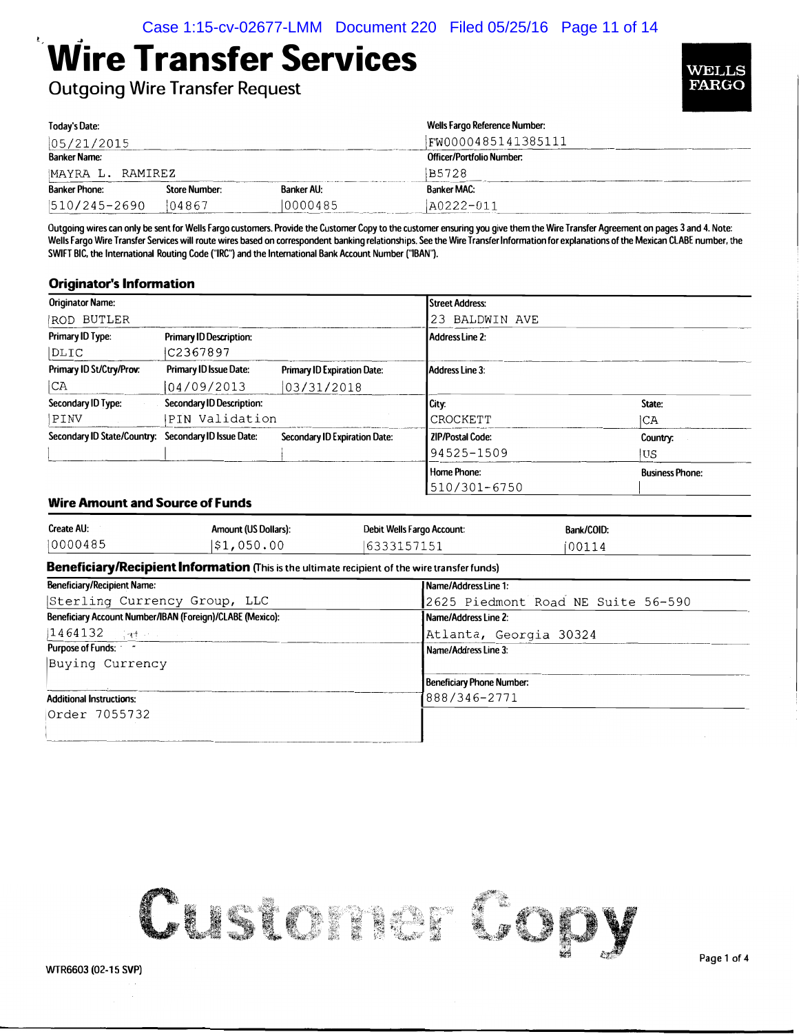# Wire Transfer Services

## Outgoing Wire Transfer Request

**WELLS FARGO**

| Today's Date: | | | Wells Fargo Reference Number: |
|---|---|---|---|
| 05/21/2015 | | | FW0000485141385111 |
| **Banker Name:** | | | **Officer/Portfolio Number:** |
| MAYRA L. RAMIREZ | | | B5728 |
| **Banker Phone:** | **Store Number:** | **Banker AU:** | **Banker MAC:** |
| 510/245-2690 | 04867 | 0000485 | A0222-011 |

Outgoing wires can only be sent for Wells Fargo customers. Provide the Customer Copy to the customer ensuring you give them the Wire Transfer Agreement on pages 3 and 4. Note: Wells Fargo Wire Transfer Services will route wires based on correspondent banking relationships. See the Wire Transfer Information for explanations of the Mexican CLABE number, the SWIFT BIC, the International Routing Code ("IRC") and the International Bank Account Number ("IBAN").

### Originator's Information

| Originator Name: | | | Street Address: | |
|---|---|---|---|---|
| ROD BUTLER | | | 23 BALDWIN AVE | |
| **Primary ID Type:** | **Primary ID Description:** | | **Address Line 2:** | |
| DLIC | C2367897 | | | |
| **Primary ID St/Ctry/Prov:** | **Primary ID Issue Date:** | **Primary ID Expiration Date:** | **Address Line 3:** | |
| CA | 04/09/2013 | 03/31/2018 | | |
| **Secondary ID Type:** | **Secondary ID Description:** | | **City:** | **State:** |
| PINV | PIN Validation | | CROCKETT | CA |
| **Secondary ID State/Country:** | **Secondary ID Issue Date:** | **Secondary ID Expiration Date:** | **ZIP/Postal Code:** | **Country:** |
| | | | 94525-1509 | US |
| | | | **Home Phone:** | **Business Phone:** |
| | | | 510/301-6750 | |

### Wire Amount and Source of Funds

| Create AU: | Amount (US Dollars): | Debit Wells Fargo Account: | Bank/COID: |
|---|---|---|---|
| 0000485 | $1,050.00 | 6333157151 | 00114 |

### Beneficiary/Recipient Information (This is the ultimate recipient of the wire transfer funds)

| Beneficiary/Recipient Name: | Name/Address Line 1: |
|---|---|
| Sterling Currency Group, LLC | 2625 Piedmont Road NE Suite 56-590 |
| **Beneficiary Account Number/IBAN (Foreign)/CLABE (Mexico):** | **Name/Address Line 2:** |
| 1464132 | Atlanta, Georgia 30324 |
| **Purpose of Funds:** | **Name/Address Line 3:** |
| Buying Currency | |
| | **Beneficiary Phone Number:** |
| **Additional Instructions:** | 888/346-2771 |
| Order 7055732 | |

**Customer Copy**

WTR6603 (02-15 SVP)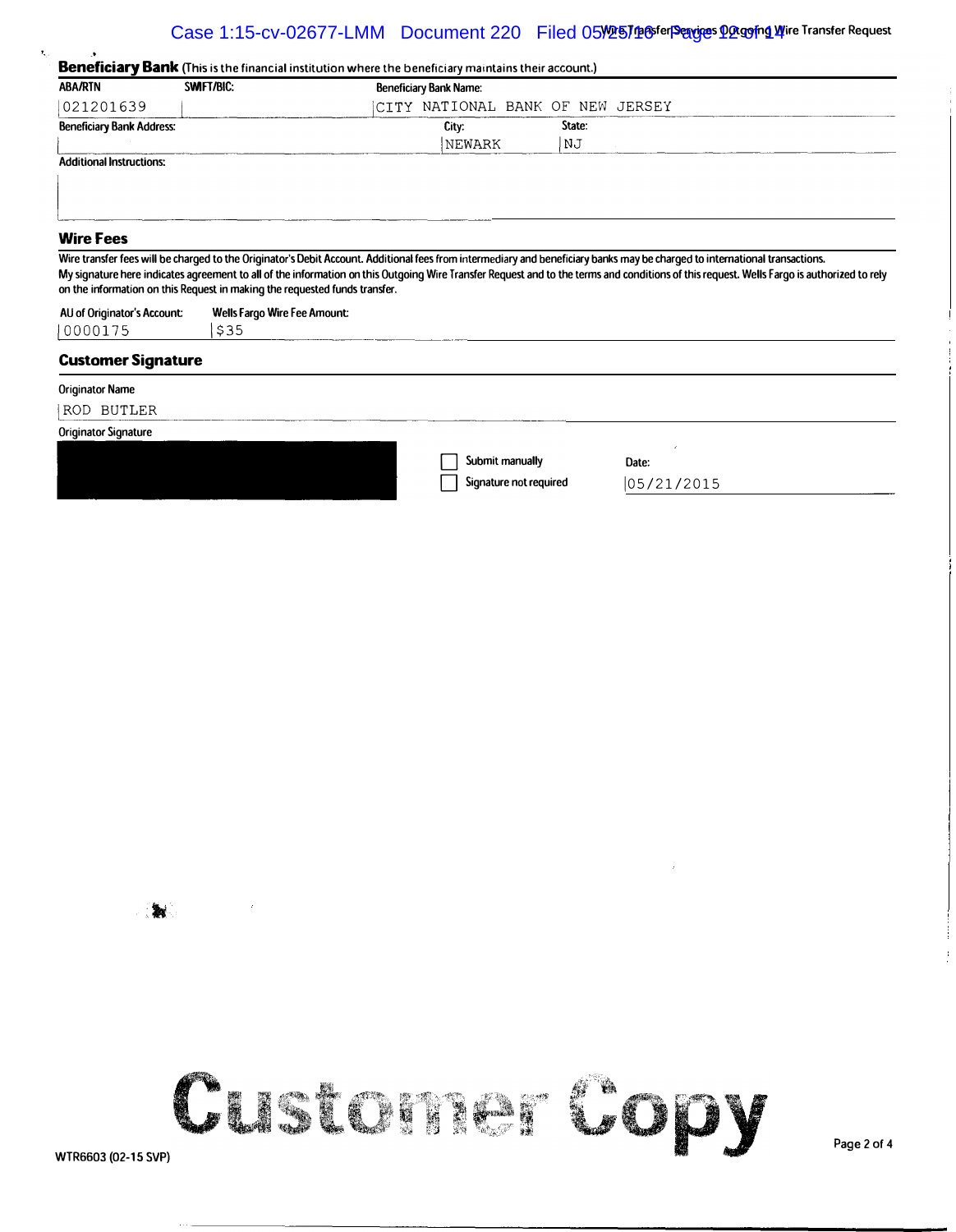## Beneficiary Bank (This is the financial institution where the beneficiary maintains their account.)

| ABA/RTN | SWIFT/BIC: | Beneficiary Bank Name: |
|---|---|---|
| 021201639 | | CITY NATIONAL BANK OF NEW JERSEY |

| Beneficiary Bank Address: | City: | State: |
|---|---|---|
| | NEWARK | NJ |

Additional Instructions:

## Wire Fees

Wire transfer fees will be charged to the Originator's Debit Account. Additional fees from intermediary and beneficiary banks may be charged to international transactions.
My signature here indicates agreement to all of the information on this Outgoing Wire Transfer Request and to the terms and conditions of this request. Wells Fargo is authorized to rely on the information on this Request in making the requested funds transfer.

| AU of Originator's Account: | Wells Fargo Wire Fee Amount: |
|---|---|
| 0000175 | $35 |

## Customer Signature

Originator Name

ROD BUTLER

Originator Signature

☐ Submit manually

☐ Signature not required

Date: 05/21/2015

Customer Copy

WTR6603 (02-15 SVP)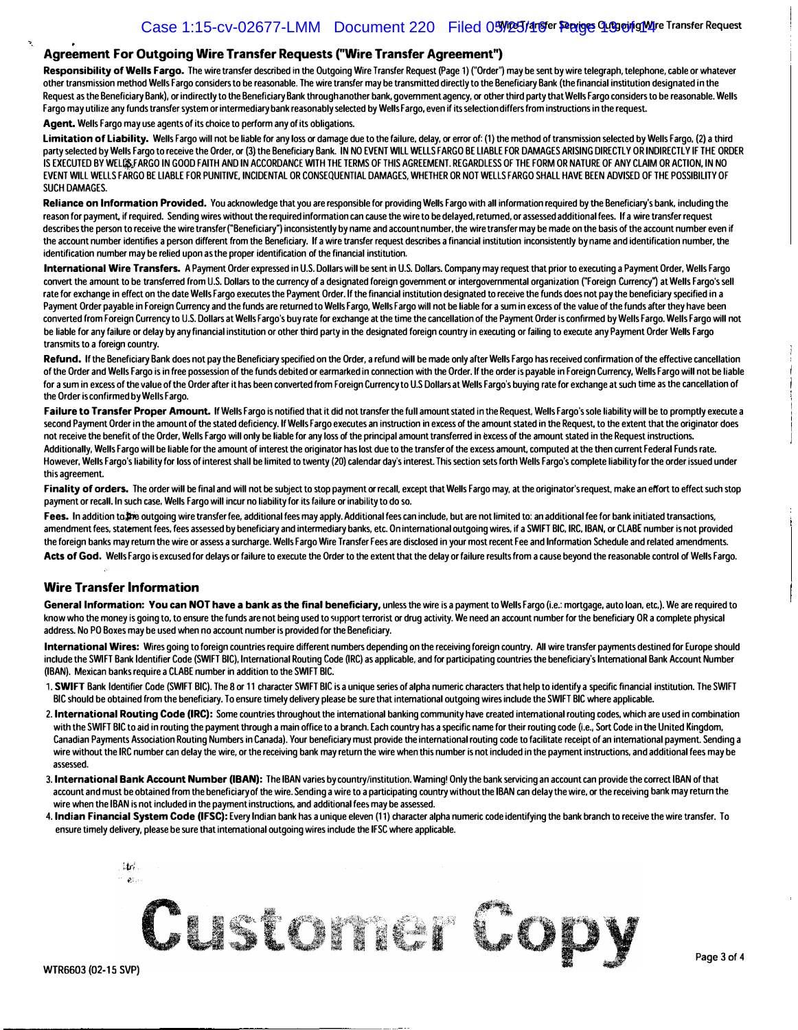## Agreement For Outgoing Wire Transfer Requests ("Wire Transfer Agreement")

**Responsibility of Wells Fargo.** The wire transfer described in the Outgoing Wire Transfer Request (Page 1) ("Order") may be sent by wire telegraph, telephone, cable or whatever other transmission method Wells Fargo considers to be reasonable. The wire transfer may be transmitted directly to the Beneficiary Bank (the financial institution designated in the Request as the Beneficiary Bank), or indirectly to the Beneficiary Bank through another bank, government agency, or other third party that Wells Fargo considers to be reasonable. Wells Fargo may utilize any funds transfer system or intermediary bank reasonably selected by Wells Fargo, even if its selection differs from instructions in the request.

**Agent.** Wells Fargo may use agents of its choice to perform any of its obligations.

**Limitation of Liability.** Wells Fargo will not be liable for any loss or damage due to the failure, delay, or error of: (1) the method of transmission selected by Wells Fargo, (2) a third party selected by Wells Fargo to receive the Order, or (3) the Beneficiary Bank. IN NO EVENT WILL WELLS FARGO BE LIABLE FOR DAMAGES ARISING DIRECTLY OR INDIRECTLY IF THE ORDER IS EXECUTED BY WELLS FARGO IN GOOD FAITH AND IN ACCORDANCE WITH THE TERMS OF THIS AGREEMENT. REGARDLESS OF THE FORM OR NATURE OF ANY CLAIM OR ACTION, IN NO EVENT WILL WELLS FARGO BE LIABLE FOR PUNITIVE, INCIDENTAL OR CONSEQUENTIAL DAMAGES, WHETHER OR NOT WELLS FARGO SHALL HAVE BEEN ADVISED OF THE POSSIBILITY OF SUCH DAMAGES.

**Reliance on Information Provided.** You acknowledge that you are responsible for providing Wells Fargo with all information required by the Beneficiary's bank, including the reason for payment, if required. Sending wires without the required information can cause the wire to be delayed, returned, or assessed additional fees. If a wire transfer request describes the person to receive the wire transfer ("Beneficiary") inconsistently by name and account number, the wire transfer may be made on the basis of the account number even if the account number identifies a person different from the Beneficiary. If a wire transfer request describes a financial institution inconsistently by name and identification number, the identification number may be relied upon as the proper identification of the financial institution.

**International Wire Transfers.** A Payment Order expressed in U.S. Dollars will be sent in U.S. Dollars. Company may request that prior to executing a Payment Order, Wells Fargo convert the amount to be transferred from U.S. Dollars to the currency of a designated foreign government or intergovernmental organization ("Foreign Currency") at Wells Fargo's sell rate for exchange in effect on the date Wells Fargo executes the Payment Order. If the financial institution designated to receive the funds does not pay the beneficiary specified in a Payment Order payable in Foreign Currency and the funds are returned to Wells Fargo, Wells Fargo will not be liable for a sum in excess of the value of the funds after they have been converted from Foreign Currency to U.S. Dollars at Wells Fargo's buy rate for exchange at the time the cancellation of the Payment Order is confirmed by Wells Fargo. Wells Fargo will not be liable for any failure or delay by any financial institution or other third party in the designated foreign country in executing or failing to execute any Payment Order Wells Fargo transmits to a foreign country.

**Refund.** If the Beneficiary Bank does not pay the Beneficiary specified on the Order, a refund will be made only after Wells Fargo has received confirmation of the effective cancellation of the Order and Wells Fargo is in free possession of the funds debited or earmarked in connection with the Order. If the order is payable in Foreign Currency, Wells Fargo will not be liable for a sum in excess of the value of the Order after it has been converted from Foreign Currency to U.S Dollars at Wells Fargo's buying rate for exchange at such time as the cancellation of the Order is confirmed by Wells Fargo.

**Failure to Transfer Proper Amount.** If Wells Fargo is notified that it did not transfer the full amount stated in the Request, Wells Fargo's sole liability will be to promptly execute a second Payment Order in the amount of the stated deficiency. If Wells Fargo executes an instruction in excess of the amount stated in the Request, to the extent that the originator does not receive the benefit of the Order, Wells Fargo will only be liable for any loss of the principal amount transferred in excess of the amount stated in the Request instructions. Additionally, Wells Fargo will be liable for the amount of interest the originator has lost due to the transfer of the excess amount, computed at the then current Federal Funds rate. However, Wells Fargo's liability for loss of interest shall be limited to twenty (20) calendar day's interest. This section sets forth Wells Fargo's complete liability for the order issued under this agreement.

**Finality of orders.** The order will be final and will not be subject to stop payment or recall, except that Wells Fargo may, at the originator's request, make an effort to effect such stop payment or recall. In such case, Wells Fargo will incur no liability for its failure or inability to do so.

**Fees.** In addition to the outgoing wire transfer fee, additional fees may apply. Additional fees can include, but are not limited to: an additional fee for bank initiated transactions, amendment fees, statement fees, fees assessed by beneficiary and intermediary banks, etc. On international outgoing wires, if a SWIFT BIC, IRC, IBAN, or CLABE number is not provided the foreign banks may return the wire or assess a surcharge. Wells Fargo Wire Transfer Fees are disclosed in your most recent Fee and Information Schedule and related amendments.

**Acts of God.** Wells Fargo is excused for delays or failure to execute the Order to the extent that the delay or failure results from a cause beyond the reasonable control of Wells Fargo.

## Wire Transfer Information

**General Information: You can NOT have a bank as the final beneficiary,** unless the wire is a payment to Wells Fargo (i.e.: mortgage, auto loan, etc.). We are required to know who the money is going to, to ensure the funds are not being used to support terrorist or drug activity. We need an account number for the beneficiary OR a complete physical address. No PO Boxes may be used when no account number is provided for the Beneficiary.

**International Wires:** Wires going to foreign countries require different numbers depending on the receiving foreign country. All wire transfer payments destined for Europe should include the SWIFT Bank Identifier Code (SWIFT BIC), International Routing Code (IRC) as applicable, and for participating countries the beneficiary's International Bank Account Number (IBAN). Mexican banks require a CLABE number in addition to the SWIFT BIC.

1. **SWIFT** Bank Identifier Code (SWIFT BIC). The 8 or 11 character SWIFT BIC is a unique series of alpha numeric characters that help to identify a specific financial institution. The SWIFT BIC should be obtained from the beneficiary. To ensure timely delivery please be sure that international outgoing wires include the SWIFT BIC where applicable.
2. **International Routing Code (IRC):** Some countries throughout the international banking community have created international routing codes, which are used in combination with the SWIFT BIC to aid in routing the payment through a main office to a branch. Each country has a specific name for their routing code (i.e., Sort Code in the United Kingdom, Canadian Payments Association Routing Numbers in Canada). Your beneficiary must provide the international routing code to facilitate receipt of an international payment. Sending a wire without the IRC number can delay the wire, or the receiving bank may return the wire when this number is not included in the payment instructions, and additional fees may be assessed.
3. **International Bank Account Number (IBAN):** The IBAN varies by country/institution. Warning! Only the bank servicing an account can provide the correct IBAN of that account and must be obtained from the beneficiary of the wire. Sending a wire to a participating country without the IBAN can delay the wire, or the receiving bank may return the wire when the IBAN is not included in the payment instructions, and additional fees may be assessed.
4. **Indian Financial System Code (IFSC):** Every Indian bank has a unique eleven (11) character alpha numeric code identifying the bank branch to receive the wire transfer. To ensure timely delivery, please be sure that international outgoing wires include the IFSC where applicable.

Customer Copy

WTR6603 (02-15 SVP)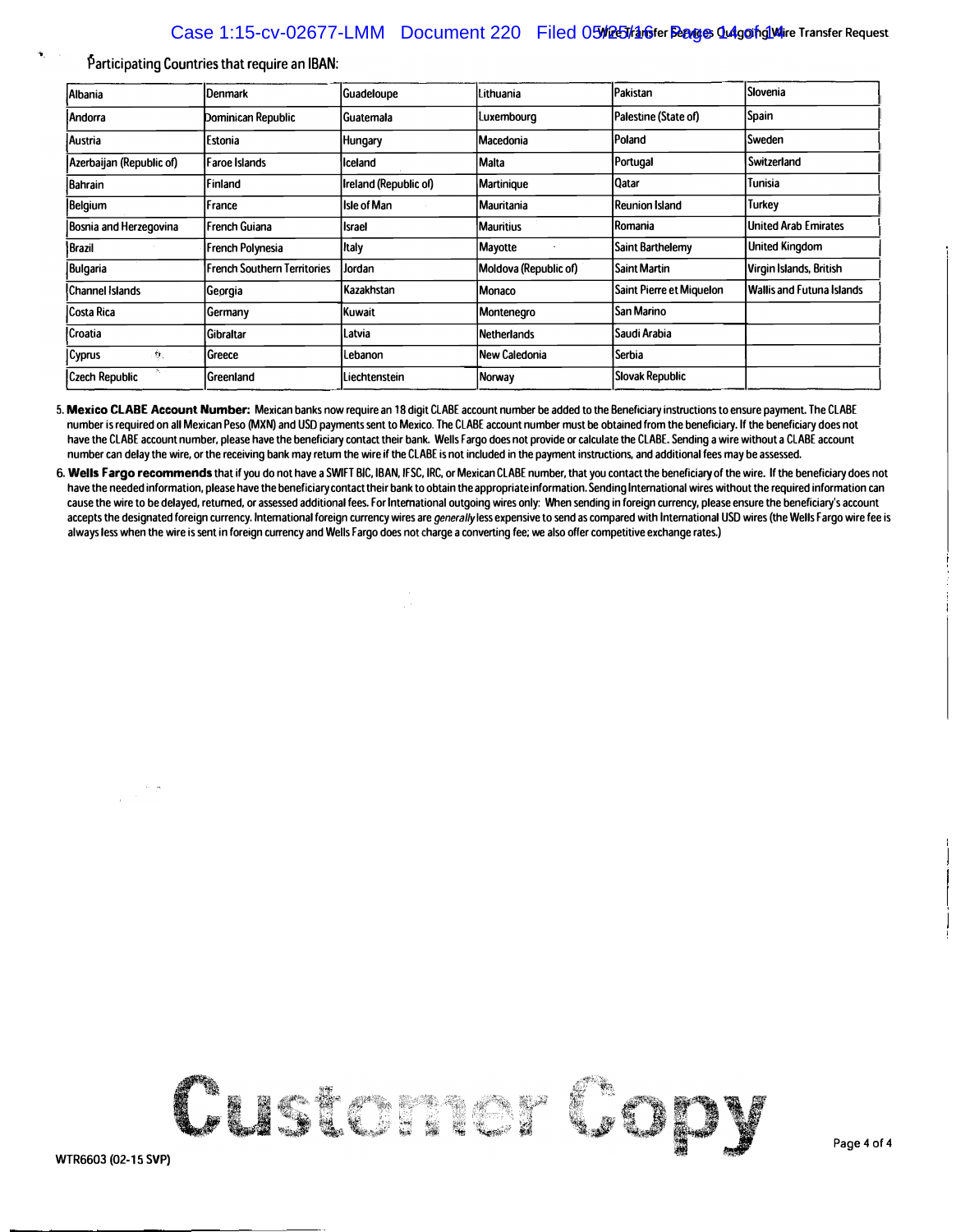Participating Countries that require an IBAN:

| | | | | | |
|---|---|---|---|---|---|
| Albania | Denmark | Guadeloupe | Lithuania | Pakistan | Slovenia |
| Andorra | Dominican Republic | Guatemala | Luxembourg | Palestine (State of) | Spain |
| Austria | Estonia | Hungary | Macedonia | Poland | Sweden |
| Azerbaijan (Republic of) | Faroe Islands | Iceland | Malta | Portugal | Switzerland |
| Bahrain | Finland | Ireland (Republic of) | Martinique | Qatar | Tunisia |
| Belgium | France | Isle of Man | Mauritania | Reunion Island | Turkey |
| Bosnia and Herzegovina | French Guiana | Israel | Mauritius | Romania | United Arab Emirates |
| Brazil | French Polynesia | Italy | Mayotte | Saint Barthelemy | United Kingdom |
| Bulgaria | French Southern Territories | Jordan | Moldova (Republic of) | Saint Martin | Virgin Islands, British |
| Channel Islands | Georgia | Kazakhstan | Monaco | Saint Pierre et Miquelon | Wallis and Futuna Islands |
| Costa Rica | Germany | Kuwait | Montenegro | San Marino | |
| Croatia | Gibraltar | Latvia | Netherlands | Saudi Arabia | |
| Cyprus | Greece | Lebanon | New Caledonia | Serbia | |
| Czech Republic | Greenland | Liechtenstein | Norway | Slovak Republic | |

5. **Mexico CLABE Account Number:** Mexican banks now require an 18 digit CLABE account number be added to the Beneficiary instructions to ensure payment. The CLABE number is required on all Mexican Peso (MXN) and USD payments sent to Mexico. The CLABE account number must be obtained from the beneficiary. If the beneficiary does not have the CLABE account number, please have the beneficiary contact their bank. Wells Fargo does not provide or calculate the CLABE. Sending a wire without a CLABE account number can delay the wire, or the receiving bank may return the wire if the CLABE is not included in the payment instructions, and additional fees may be assessed.

6. **Wells Fargo recommends** that if you do not have a SWIFT BIC, IBAN, IFSC, IRC, or Mexican CLABE number, that you contact the beneficiary of the wire. If the beneficiary does not have the needed information, please have the beneficiary contact their bank to obtain the appropriate information. Sending International wires without the required information can cause the wire to be delayed, returned, or assessed additional fees. For International outgoing wires only: When sending in foreign currency, please ensure the beneficiary's account accepts the designated foreign currency. International foreign currency wires are *generally* less expensive to send as compared with International USD wires (the Wells Fargo wire fee is always less when the wire is sent in foreign currency and Wells Fargo does not charge a converting fee; we also offer competitive exchange rates.)

Customer Copy

WTR6603 (02-15 SVP)